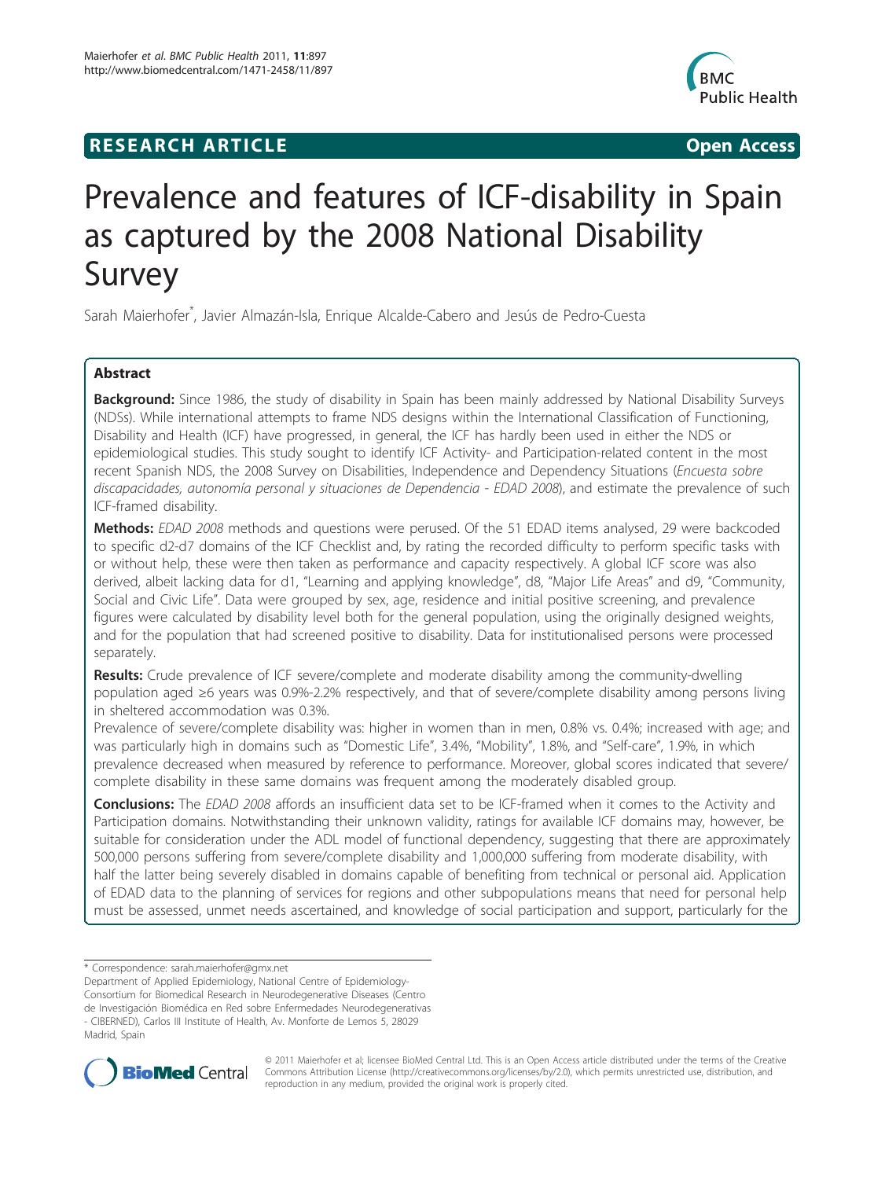RESEARCH ARTICLE Open Access

# Prevalence and features of ICF-disability in Spain as captured by the 2008 National Disability Survey

Sarah Maierhofer*, Javier Almazán-Isla, Enrique Alcalde-Cabero and Jesús de Pedro-Cuesta

## Abstract

**Background:** Since 1986, the study of disability in Spain has been mainly addressed by National Disability Surveys (NDSs). While international attempts to frame NDS designs within the International Classification of Functioning, Disability and Health (ICF) have progressed, in general, the ICF has hardly been used in either the NDS or epidemiological studies. This study sought to identify ICF Activity- and Participation-related content in the most recent Spanish NDS, the 2008 Survey on Disabilities, Independence and Dependency Situations (*Encuesta sobre discapacidades, autonomía personal y situaciones de Dependencia - EDAD 2008*), and estimate the prevalence of such ICF-framed disability.

**Methods:** *EDAD 2008* methods and questions were perused. Of the 51 EDAD items analysed, 29 were backcoded to specific d2-d7 domains of the ICF Checklist and, by rating the recorded difficulty to perform specific tasks with or without help, these were then taken as performance and capacity respectively. A global ICF score was also derived, albeit lacking data for d1, "Learning and applying knowledge", d8, "Major Life Areas" and d9, "Community, Social and Civic Life". Data were grouped by sex, age, residence and initial positive screening, and prevalence figures were calculated by disability level both for the general population, using the originally designed weights, and for the population that had screened positive to disability. Data for institutionalised persons were processed separately.

**Results:** Crude prevalence of ICF severe/complete and moderate disability among the community-dwelling population aged ≥6 years was 0.9%-2.2% respectively, and that of severe/complete disability among persons living in sheltered accommodation was 0.3%.

Prevalence of severe/complete disability was: higher in women than in men, 0.8% vs. 0.4%; increased with age; and was particularly high in domains such as "Domestic Life", 3.4%, "Mobility", 1.8%, and "Self-care", 1.9%, in which prevalence decreased when measured by reference to performance. Moreover, global scores indicated that severe/complete disability in these same domains was frequent among the moderately disabled group.

**Conclusions:** The *EDAD 2008* affords an insufficient data set to be ICF-framed when it comes to the Activity and Participation domains. Notwithstanding their unknown validity, ratings for available ICF domains may, however, be suitable for consideration under the ADL model of functional dependency, suggesting that there are approximately 500,000 persons suffering from severe/complete disability and 1,000,000 suffering from moderate disability, with half the latter being severely disabled in domains capable of benefiting from technical or personal aid. Application of EDAD data to the planning of services for regions and other subpopulations means that need for personal help must be assessed, unmet needs ascertained, and knowledge of social participation and support, particularly for the

\* Correspondence: sarah.maierhofer@gmx.net

Department of Applied Epidemiology, National Centre of Epidemiology-Consortium for Biomedical Research in Neurodegenerative Diseases (Centro de Investigación Biomédica en Red sobre Enfermedades Neurodegenerativas - CIBERNED), Carlos III Institute of Health, Av. Monforte de Lemos 5, 28029 Madrid, Spain

© 2011 Maierhofer et al; licensee BioMed Central Ltd. This is an Open Access article distributed under the terms of the Creative Commons Attribution License (http://creativecommons.org/licenses/by/2.0), which permits unrestricted use, distribution, and reproduction in any medium, provided the original work is properly cited.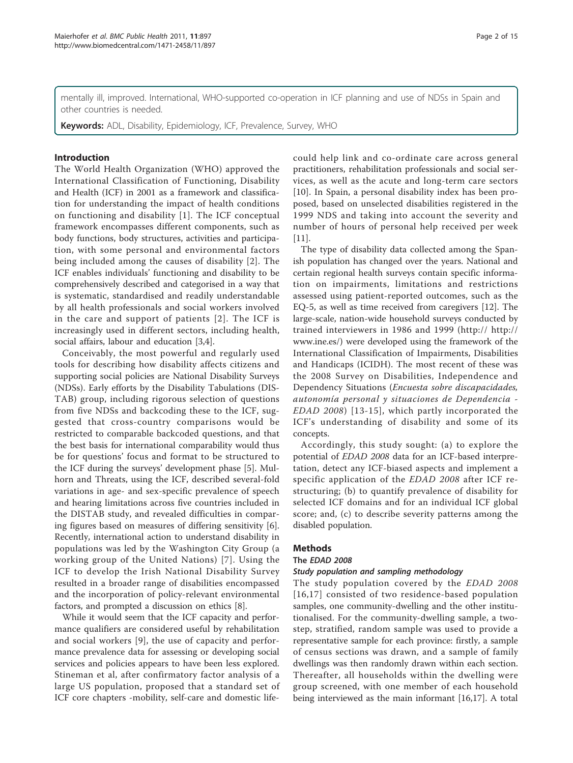mentally ill, improved. International, WHO-supported co-operation in ICF planning and use of NDSs in Spain and other countries is needed.

**Keywords:** ADL, Disability, Epidemiology, ICF, Prevalence, Survey, WHO

## Introduction

The World Health Organization (WHO) approved the International Classification of Functioning, Disability and Health (ICF) in 2001 as a framework and classification for understanding the impact of health conditions on functioning and disability [1]. The ICF conceptual framework encompasses different components, such as body functions, body structures, activities and participation, with some personal and environmental factors being included among the causes of disability [2]. The ICF enables individuals' functioning and disability to be comprehensively described and categorised in a way that is systematic, standardised and readily understandable by all health professionals and social workers involved in the care and support of patients [2]. The ICF is increasingly used in different sectors, including health, social affairs, labour and education [3,4].

Conceivably, the most powerful and regularly used tools for describing how disability affects citizens and supporting social policies are National Disability Surveys (NDSs). Early efforts by the Disability Tabulations (DISTAB) group, including rigorous selection of questions from five NDSs and backcoding these to the ICF, suggested that cross-country comparisons would be restricted to comparable backcoded questions, and that the best basis for international comparability would thus be for questions' focus and format to be structured to the ICF during the surveys' development phase [5]. Mulhorn and Threats, using the ICF, described several-fold variations in age- and sex-specific prevalence of speech and hearing limitations across five countries included in the DISTAB study, and revealed difficulties in comparing figures based on measures of differing sensitivity [6]. Recently, international action to understand disability in populations was led by the Washington City Group (a working group of the United Nations) [7]. Using the ICF to develop the Irish National Disability Survey resulted in a broader range of disabilities encompassed and the incorporation of policy-relevant environmental factors, and prompted a discussion on ethics [8].

While it would seem that the ICF capacity and performance qualifiers are considered useful by rehabilitation and social workers [9], the use of capacity and performance prevalence data for assessing or developing social services and policies appears to have been less explored. Stineman et al, after confirmatory factor analysis of a large US population, proposed that a standard set of ICF core chapters -mobility, self-care and domestic life- could help link and co-ordinate care across general practitioners, rehabilitation professionals and social services, as well as the acute and long-term care sectors [10]. In Spain, a personal disability index has been proposed, based on unselected disabilities registered in the 1999 NDS and taking into account the severity and number of hours of personal help received per week [11].

The type of disability data collected among the Spanish population has changed over the years. National and certain regional health surveys contain specific information on impairments, limitations and restrictions assessed using patient-reported outcomes, such as the EQ-5, as well as time received from caregivers [12]. The large-scale, nation-wide household surveys conducted by trained interviewers in 1986 and 1999 (http:// http://www.ine.es/) were developed using the framework of the International Classification of Impairments, Disabilities and Handicaps (ICIDH). The most recent of these was the 2008 Survey on Disabilities, Independence and Dependency Situations (*Encuesta sobre discapacidades, autonomía personal y situaciones de Dependencia - EDAD 2008*) [13-15], which partly incorporated the ICF's understanding of disability and some of its concepts.

Accordingly, this study sought: (a) to explore the potential of *EDAD 2008* data for an ICF-based interpretation, detect any ICF-biased aspects and implement a specific application of the *EDAD 2008* after ICF restructuring; (b) to quantify prevalence of disability for selected ICF domains and for an individual ICF global score; and, (c) to describe severity patterns among the disabled population.

## Methods

### The *EDAD 2008*

#### Study population and sampling methodology

The study population covered by the *EDAD 2008* [16,17] consisted of two residence-based population samples, one community-dwelling and the other institutionalised. For the community-dwelling sample, a two-step, stratified, random sample was used to provide a representative sample for each province: firstly, a sample of census sections was drawn, and a sample of family dwellings was then randomly drawn within each section. Thereafter, all households within the dwelling were group screened, with one member of each household being interviewed as the main informant [16,17]. A total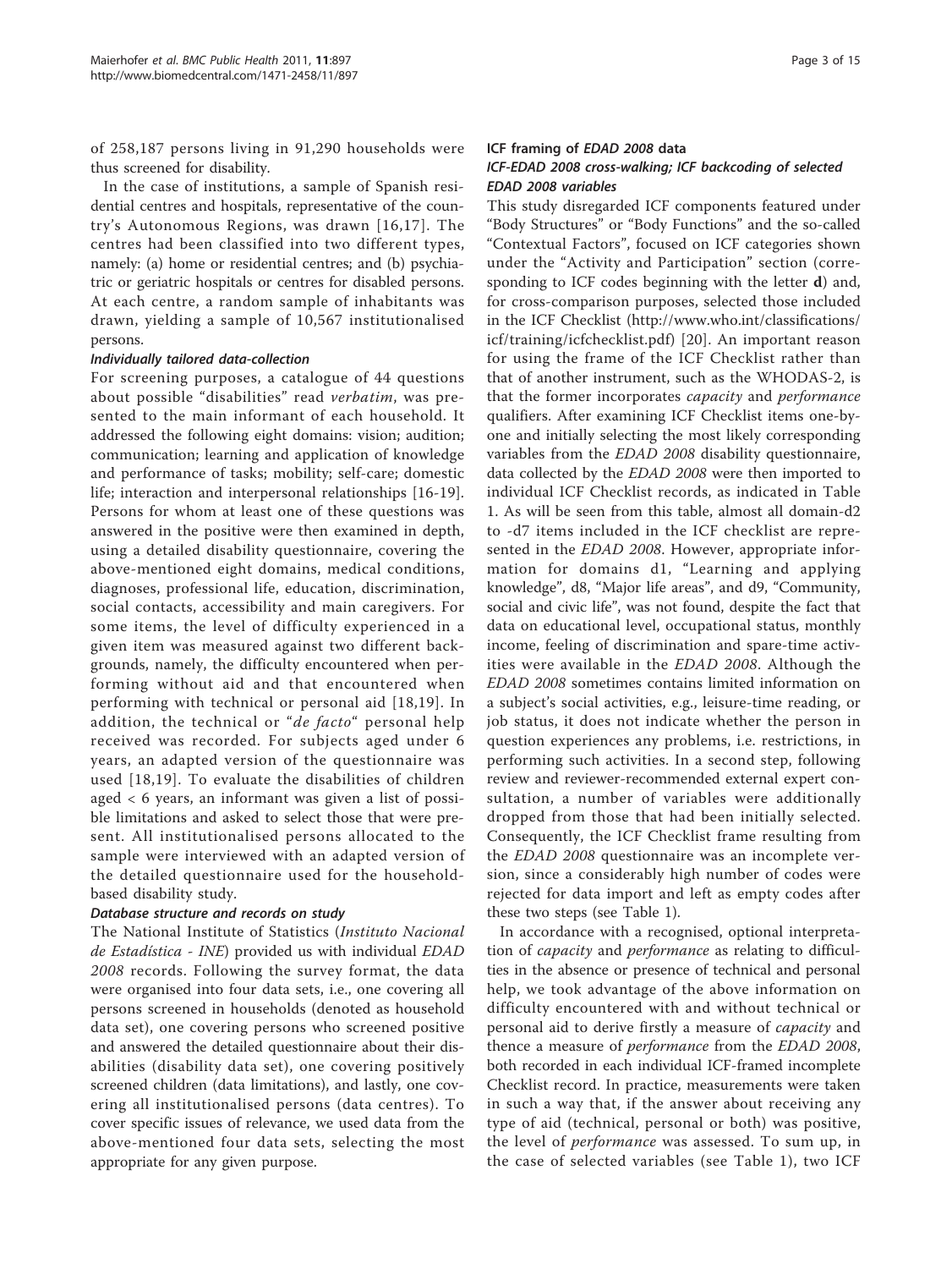of 258,187 persons living in 91,290 households were thus screened for disability.

In the case of institutions, a sample of Spanish residential centres and hospitals, representative of the country's Autonomous Regions, was drawn [16,17]. The centres had been classified into two different types, namely: (a) home or residential centres; and (b) psychiatric or geriatric hospitals or centres for disabled persons. At each centre, a random sample of inhabitants was drawn, yielding a sample of 10,567 institutionalised persons.

#### Individually tailored data-collection

For screening purposes, a catalogue of 44 questions about possible "disabilities" read *verbatim*, was presented to the main informant of each household. It addressed the following eight domains: vision; audition; communication; learning and application of knowledge and performance of tasks; mobility; self-care; domestic life; interaction and interpersonal relationships [16-19]. Persons for whom at least one of these questions was answered in the positive were then examined in depth, using a detailed disability questionnaire, covering the above-mentioned eight domains, medical conditions, diagnoses, professional life, education, discrimination, social contacts, accessibility and main caregivers. For some items, the level of difficulty experienced in a given item was measured against two different backgrounds, namely, the difficulty encountered when performing without aid and that encountered when performing with technical or personal aid [18,19]. In addition, the technical or "*de facto*" personal help received was recorded. For subjects aged under 6 years, an adapted version of the questionnaire was used [18,19]. To evaluate the disabilities of children aged < 6 years, an informant was given a list of possible limitations and asked to select those that were present. All institutionalised persons allocated to the sample were interviewed with an adapted version of the detailed questionnaire used for the household-based disability study.

#### Database structure and records on study

The National Institute of Statistics (*Instituto Nacional de Estadística - INE*) provided us with individual *EDAD 2008* records. Following the survey format, the data were organised into four data sets, i.e., one covering all persons screened in households (denoted as household data set), one covering persons who screened positive and answered the detailed questionnaire about their disabilities (disability data set), one covering positively screened children (data limitations), and lastly, one covering all institutionalised persons (data centres). To cover specific issues of relevance, we used data from the above-mentioned four data sets, selecting the most appropriate for any given purpose.

### ICF framing of *EDAD 2008* data

#### ICF-EDAD 2008 cross-walking; ICF backcoding of selected *EDAD 2008* variables

This study disregarded ICF components featured under "Body Structures" or "Body Functions" and the so-called "Contextual Factors", focused on ICF categories shown under the "Activity and Participation" section (corresponding to ICF codes beginning with the letter **d**) and, for cross-comparison purposes, selected those included in the ICF Checklist (http://www.who.int/classifications/icf/training/icfchecklist.pdf) [20]. An important reason for using the frame of the ICF Checklist rather than that of another instrument, such as the WHODAS-2, is that the former incorporates *capacity* and *performance* qualifiers. After examining ICF Checklist items one-by-one and initially selecting the most likely corresponding variables from the *EDAD 2008* disability questionnaire, data collected by the *EDAD 2008* were then imported to individual ICF Checklist records, as indicated in Table 1. As will be seen from this table, almost all domain-d2 to -d7 items included in the ICF checklist are represented in the *EDAD 2008*. However, appropriate information for domains d1, "Learning and applying knowledge", d8, "Major life areas", and d9, "Community, social and civic life", was not found, despite the fact that data on educational level, occupational status, monthly income, feeling of discrimination and spare-time activities were available in the *EDAD 2008*. Although the *EDAD 2008* sometimes contains limited information on a subject's social activities, e.g., leisure-time reading, or job status, it does not indicate whether the person in question experiences any problems, i.e. restrictions, in performing such activities. In a second step, following review and reviewer-recommended external expert consultation, a number of variables were additionally dropped from those that had been initially selected. Consequently, the ICF Checklist frame resulting from the *EDAD 2008* questionnaire was an incomplete version, since a considerably high number of codes were rejected for data import and left as empty codes after these two steps (see Table 1).

In accordance with a recognised, optional interpretation of *capacity* and *performance* as relating to difficulties in the absence or presence of technical and personal help, we took advantage of the above information on difficulty encountered with and without technical or personal aid to derive firstly a measure of *capacity* and thence a measure of *performance* from the *EDAD 2008*, both recorded in each individual ICF-framed incomplete Checklist record. In practice, measurements were taken in such a way that, if the answer about receiving any type of aid (technical, personal or both) was positive, the level of *performance* was assessed. To sum up, in the case of selected variables (see Table 1), two ICF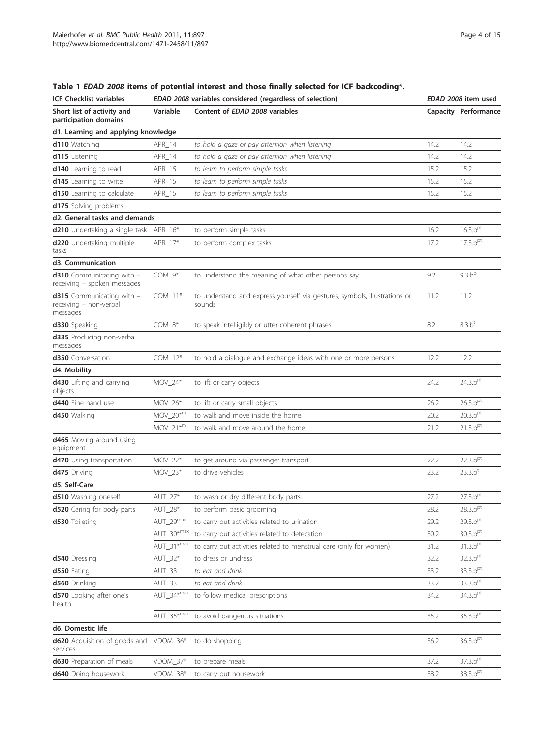**Table 1 *EDAD 2008* items of potential interest and those finally selected for ICF backcoding*.**

| ICF Checklist variables | *EDAD 2008* variables considered (regardless of selection) | | *EDAD 2008* item used | |
|---|---|---|---|---|
| Short list of activity and participation domains | Variable | Content of *EDAD 2008* variables | Capacity | Performance |
| **d1. Learning and applying knowledge** | | | | |
| **d110** Watching | APR_14 | *to hold a gaze or pay attention when listening* | 14.2 | 14.2 |
| **d115** Listening | APR_14 | *to hold a gaze or pay attention when listening* | 14.2 | 14.2 |
| **d140** Learning to read | APR_15 | *to learn to perform simple tasks* | 15.2 | 15.2 |
| **d145** Learning to write | APR_15 | *to learn to perform simple tasks* | 15.2 | 15.2 |
| **d150** Learning to calculate | APR_15 | *to learn to perform simple tasks* | 15.2 | 15.2 |
| **d175** Solving problems | | | | |
| **d2. General tasks and demands** | | | | |
| **d210** Undertaking a single task | APR_16* | to perform simple tasks | 16.2 | 16.3.b[pt] |
| **d220** Undertaking multiple tasks | APR_17* | to perform complex tasks | 17.2 | 17.3.b[pt] |
| **d3. Communication** | | | | |
| **d310** Communicating with – receiving – spoken messages | COM_9* | to understand the meaning of what other persons say | 9.2 | 9.3.b[p] |
| **d315** Communicating with – receiving – non-verbal messages | COM_11* | to understand and express yourself via gestures, symbols, illustrations or sounds | 11.2 | 11.2 |
| **d330** Speaking | COM_8* | to speak intelligibly or utter coherent phrases | 8.2 | 8.3.b[t] |
| **d335** Producing non-verbal messages | | | | |
| **d350** Conversation | COM_12* | to hold a dialogue and exchange ideas with one or more persons | 12.2 | 12.2 |
| **d4. Mobility** | | | | |
| **d430** Lifting and carrying objects | MOV_24* | to lift or carry objects | 24.2 | 24.3.b[pt] |
| **d440** Fine hand use | MOV_26* | to lift or carry small objects | 26.2 | 26.3.b[pt] |
| **d450** Walking | MOV_20*[m] | to walk and move inside the home | 20.2 | 20.3.b[pt] |
| | MOV_21*[m] | to walk and move around the home | 21.2 | 21.3.b[pt] |
| **d465** Moving around using equipment | | | | |
| **d470** Using transportation | MOV_22* | to get around via passenger transport | 22.2 | 22.3.b[pt] |
| **d475** Driving | MOV_23* | to drive vehicles | 23.2 | 23.3.b[t] |
| **d5. Self-Care** | | | | |
| **d510** Washing oneself | AUT_27* | to wash or dry different body parts | 27.2 | 27.3.b[pt] |
| **d520** Caring for body parts | AUT_28* | to perform basic grooming | 28.2 | 28.3.b[pt] |
| **d530** Toileting | AUT_29[max] | to carry out activities related to urination | 29.2 | 29.3.b[pt] |
| | AUT_30*[max] | to carry out activities related to defecation | 30.2 | 30.3.b[pt] |
| | AUT_31*[max] | to carry out activities related to menstrual care (only for women) | 31.2 | 31.3.b[pt] |
| **d540** Dressing | AUT_32* | to dress or undress | 32.2 | 32.3.b[pt] |
| **d550** Eating | AUT_33 | *to eat and drink* | 33.2 | 33.3.b[pt] |
| **d560** Drinking | AUT_33 | *to eat and drink* | 33.2 | 33.3.b[pt] |
| **d570** Looking after one's health | AUT_34*[max] | to follow medical prescriptions | 34.2 | 34.3.b[pt] |
| | AUT_35*[max] | to avoid dangerous situations | 35.2 | 35.3.b[pt] |
| **d6. Domestic life** | | | | |
| **d620** Acquisition of goods and services | VDOM_36* | to do shopping | 36.2 | 36.3.b[pt] |
| **d630** Preparation of meals | VDOM_37* | to prepare meals | 37.2 | 37.3.b[pt] |
| **d640** Doing housework | VDOM_38* | to carry out housework | 38.2 | 38.3.b[pt] |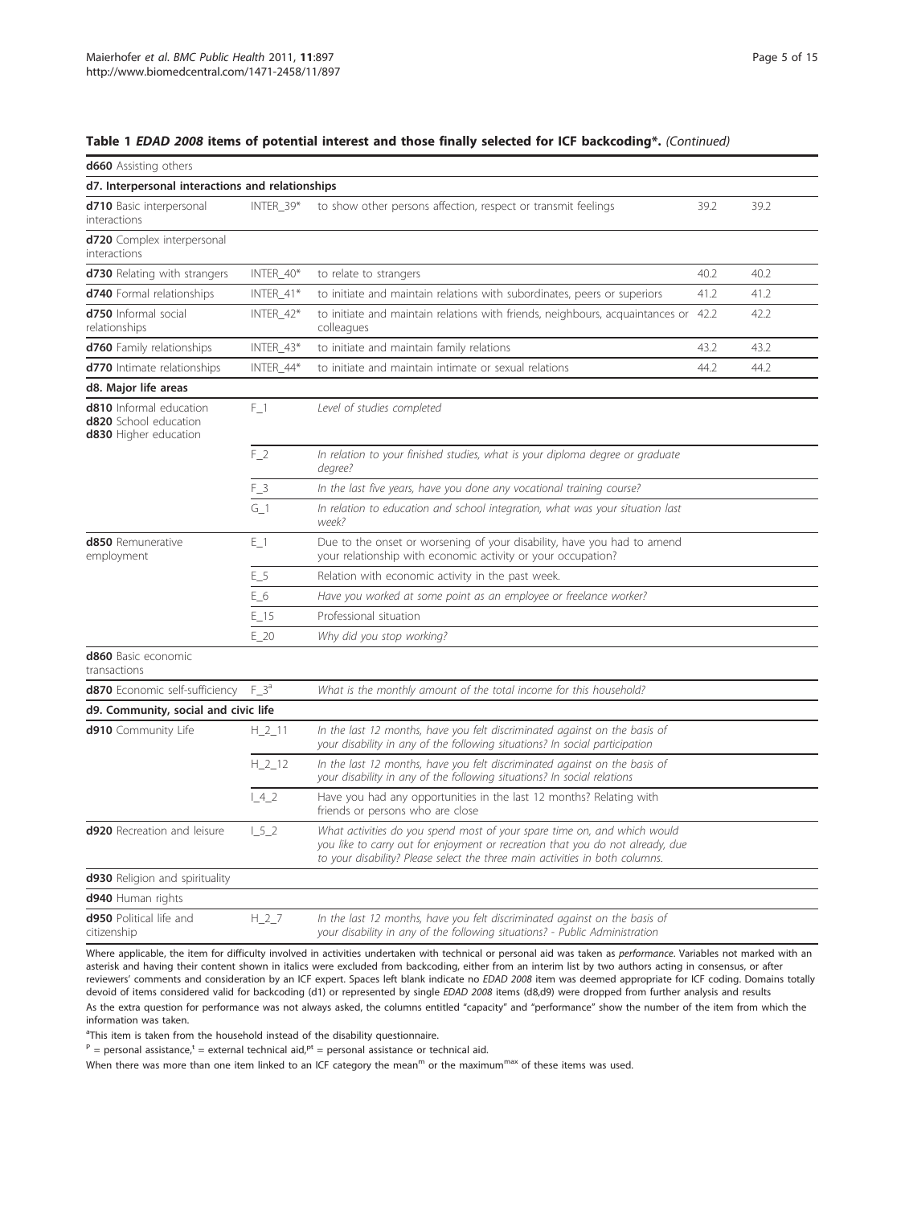**Table 1** ***EDAD 2008*** **items of potential interest and those finally selected for ICF backcoding\*.** *(Continued)*

| | | | | |
|---|---|---|---|---|
| **d660** Assisting others | | | | |
| **d7. Interpersonal interactions and relationships** | | | | |
| **d710** Basic interpersonal interactions | INTER_39* | to show other persons affection, respect or transmit feelings | 39.2 | 39.2 |
| **d720** Complex interpersonal interactions | | | | |
| **d730** Relating with strangers | INTER_40* | to relate to strangers | 40.2 | 40.2 |
| **d740** Formal relationships | INTER_41* | to initiate and maintain relations with subordinates, peers or superiors | 41.2 | 41.2 |
| **d750** Informal social relationships | INTER_42* | to initiate and maintain relations with friends, neighbours, acquaintances or colleagues | 42.2 | 42.2 |
| **d760** Family relationships | INTER_43* | to initiate and maintain family relations | 43.2 | 43.2 |
| **d770** Intimate relationships | INTER_44* | to initiate and maintain intimate or sexual relations | 44.2 | 44.2 |
| **d8. Major life areas** | | | | |
| **d810** Informal education **d820** School education **d830** Higher education | F_1 | *Level of studies completed* | | |
| | F_2 | *In relation to your finished studies, what is your diploma degree or graduate degree?* | | |
| | F_3 | *In the last five years, have you done any vocational training course?* | | |
| | G_1 | *In relation to education and school integration, what was your situation last week?* | | |
| **d850** Remunerative employment | E_1 | Due to the onset or worsening of your disability, have you had to amend your relationship with economic activity or your occupation? | | |
| | E_5 | Relation with economic activity in the past week. | | |
| | E_6 | *Have you worked at some point as an employee or freelance worker?* | | |
| | E_15 | Professional situation | | |
| | E_20 | *Why did you stop working?* | | |
| **d860** Basic economic transactions | | | | |
| **d870** Economic self-sufficiency | F_3[a] | *What is the monthly amount of the total income for this household?* | | |
| **d9. Community, social and civic life** | | | | |
| **d910** Community Life | H_2_11 | *In the last 12 months, have you felt discriminated against on the basis of your disability in any of the following situations? In social participation* | | |
| | H_2_12 | *In the last 12 months, have you felt discriminated against on the basis of your disability in any of the following situations? In social relations* | | |
| | I_4_2 | Have you had any opportunities in the last 12 months? Relating with friends or persons who are close | | |
| **d920** Recreation and leisure | I_5_2 | *What activities do you spend most of your spare time on, and which would you like to carry out for enjoyment or recreation that you do not already, due to your disability? Please select the three main activities in both columns.* | | |
| **d930** Religion and spirituality | | | | |
| **d940** Human rights | | | | |
| **d950** Political life and citizenship | H_2_7 | *In the last 12 months, have you felt discriminated against on the basis of your disability in any of the following situations? - Public Administration* | | |

Where applicable, the item for difficulty involved in activities undertaken with technical or personal aid was taken as *performance*. Variables not marked with an asterisk and having their content shown in italics were excluded from backcoding, either from an interim list by two authors acting in consensus, or after reviewers' comments and consideration by an ICF expert. Spaces left blank indicate no *EDAD 2008* item was deemed appropriate for ICF coding. Domains totally devoid of items considered valid for backcoding (d1) or represented by single *EDAD 2008* items (d8,d9) were dropped from further analysis and results

As the extra question for performance was not always asked, the columns entitled "capacity" and "performance" show the number of the item from which the information was taken.

[a]This item is taken from the household instead of the disability questionnaire.

[p] = personal assistance, [t] = external technical aid, [pt] = personal assistance or technical aid.

When there was more than one item linked to an ICF category the mean[m] or the maximum[max] of these items was used.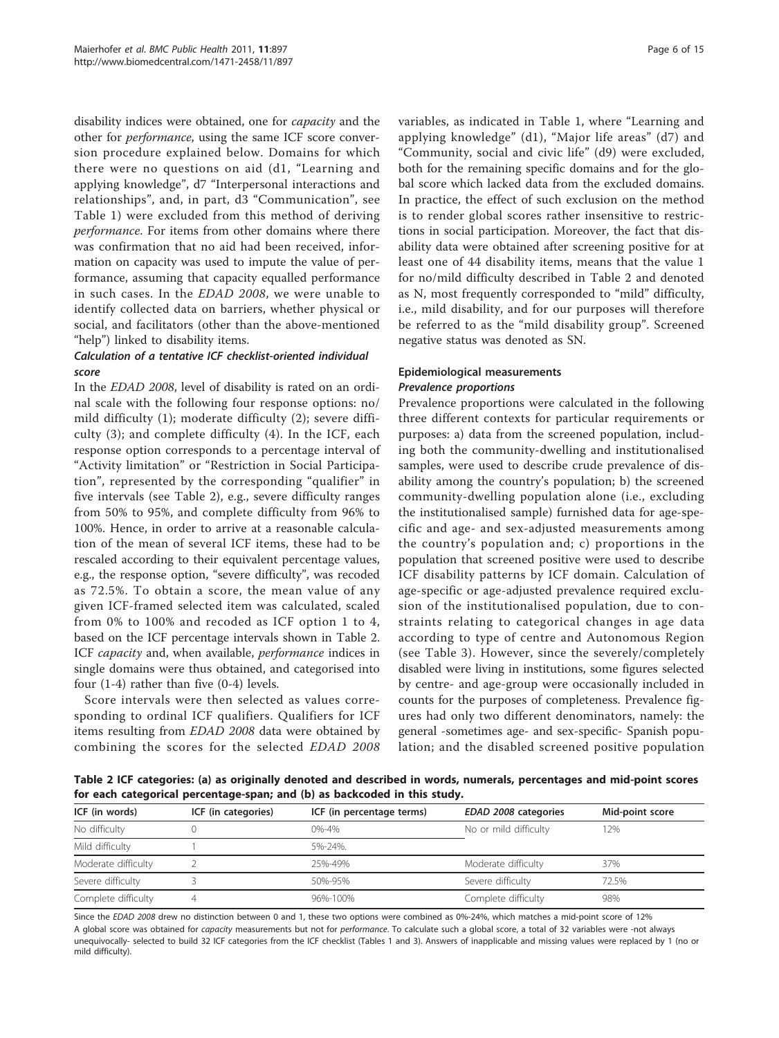disability indices were obtained, one for *capacity* and the other for *performance*, using the same ICF score conversion procedure explained below. Domains for which there were no questions on aid (d1, "Learning and applying knowledge", d7 "Interpersonal interactions and relationships", and, in part, d3 "Communication", see Table 1) were excluded from this method of deriving *performance*. For items from other domains where there was confirmation that no aid had been received, information on capacity was used to impute the value of performance, assuming that capacity equalled performance in such cases. In the *EDAD 2008*, we were unable to identify collected data on barriers, whether physical or social, and facilitators (other than the above-mentioned "help") linked to disability items.

#### *Calculation of a tentative ICF checklist-oriented individual score*

In the *EDAD 2008*, level of disability is rated on an ordinal scale with the following four response options: no/mild difficulty (1); moderate difficulty (2); severe difficulty (3); and complete difficulty (4). In the ICF, each response option corresponds to a percentage interval of "Activity limitation" or "Restriction in Social Participation", represented by the corresponding "qualifier" in five intervals (see Table 2), e.g., severe difficulty ranges from 50% to 95%, and complete difficulty from 96% to 100%. Hence, in order to arrive at a reasonable calculation of the mean of several ICF items, these had to be rescaled according to their equivalent percentage values, e.g., the response option, "severe difficulty", was recoded as 72.5%. To obtain a score, the mean value of any given ICF-framed selected item was calculated, scaled from 0% to 100% and recoded as ICF option 1 to 4, based on the ICF percentage intervals shown in Table 2. ICF *capacity* and, when available, *performance* indices in single domains were thus obtained, and categorised into four (1-4) rather than five (0-4) levels.

Score intervals were then selected as values corresponding to ordinal ICF qualifiers. Qualifiers for ICF items resulting from *EDAD 2008* data were obtained by combining the scores for the selected *EDAD 2008* variables, as indicated in Table 1, where "Learning and applying knowledge" (d1), "Major life areas" (d7) and "Community, social and civic life" (d9) were excluded, both for the remaining specific domains and for the global score which lacked data from the excluded domains. In practice, the effect of such exclusion on the method is to render global scores rather insensitive to restrictions in social participation. Moreover, the fact that disability data were obtained after screening positive for at least one of 44 disability items, means that the value 1 for no/mild difficulty described in Table 2 and denoted as N, most frequently corresponded to "mild" difficulty, i.e., mild disability, and for our purposes will therefore be referred to as the "mild disability group". Screened negative status was denoted as SN.

### Epidemiological measurements

#### *Prevalence proportions*

Prevalence proportions were calculated in the following three different contexts for particular requirements or purposes: a) data from the screened population, including both the community-dwelling and institutionalised samples, were used to describe crude prevalence of disability among the country's population; b) the screened community-dwelling population alone (i.e., excluding the institutionalised sample) furnished data for age-specific and age- and sex-adjusted measurements among the country's population and; c) proportions in the population that screened positive were used to describe ICF disability patterns by ICF domain. Calculation of age-specific or age-adjusted prevalence required exclusion of the institutionalised population, due to constraints relating to categorical changes in age data according to type of centre and Autonomous Region (see Table 3). However, since the severely/completely disabled were living in institutions, some figures selected by centre- and age-group were occasionally included in counts for the purposes of completeness. Prevalence figures had only two different denominators, namely: the general -sometimes age- and sex-specific- Spanish population; and the disabled screened positive population

**Table 2 ICF categories: (a) as originally denoted and described in words, numerals, percentages and mid-point scores for each categorical percentage-span; and (b) as backcoded in this study.**

| ICF (in words) | ICF (in categories) | ICF (in percentage terms) | *EDAD 2008* categories | Mid-point score |
|---|---|---|---|---|
| No difficulty | 0 | 0%-4% | No or mild difficulty | 12% |
| Mild difficulty | 1 | 5%-24%. | | |
| Moderate difficulty | 2 | 25%-49% | Moderate difficulty | 37% |
| Severe difficulty | 3 | 50%-95% | Severe difficulty | 72.5% |
| Complete difficulty | 4 | 96%-100% | Complete difficulty | 98% |

Since the *EDAD 2008* drew no distinction between 0 and 1, these two options were combined as 0%-24%, which matches a mid-point score of 12%

A global score was obtained for *capacity* measurements but not for *performance*. To calculate such a global score, a total of 32 variables were -not always unequivocally- selected to build 32 ICF categories from the ICF checklist (Tables 1 and 3). Answers of inapplicable and missing values were replaced by 1 (no or mild difficulty).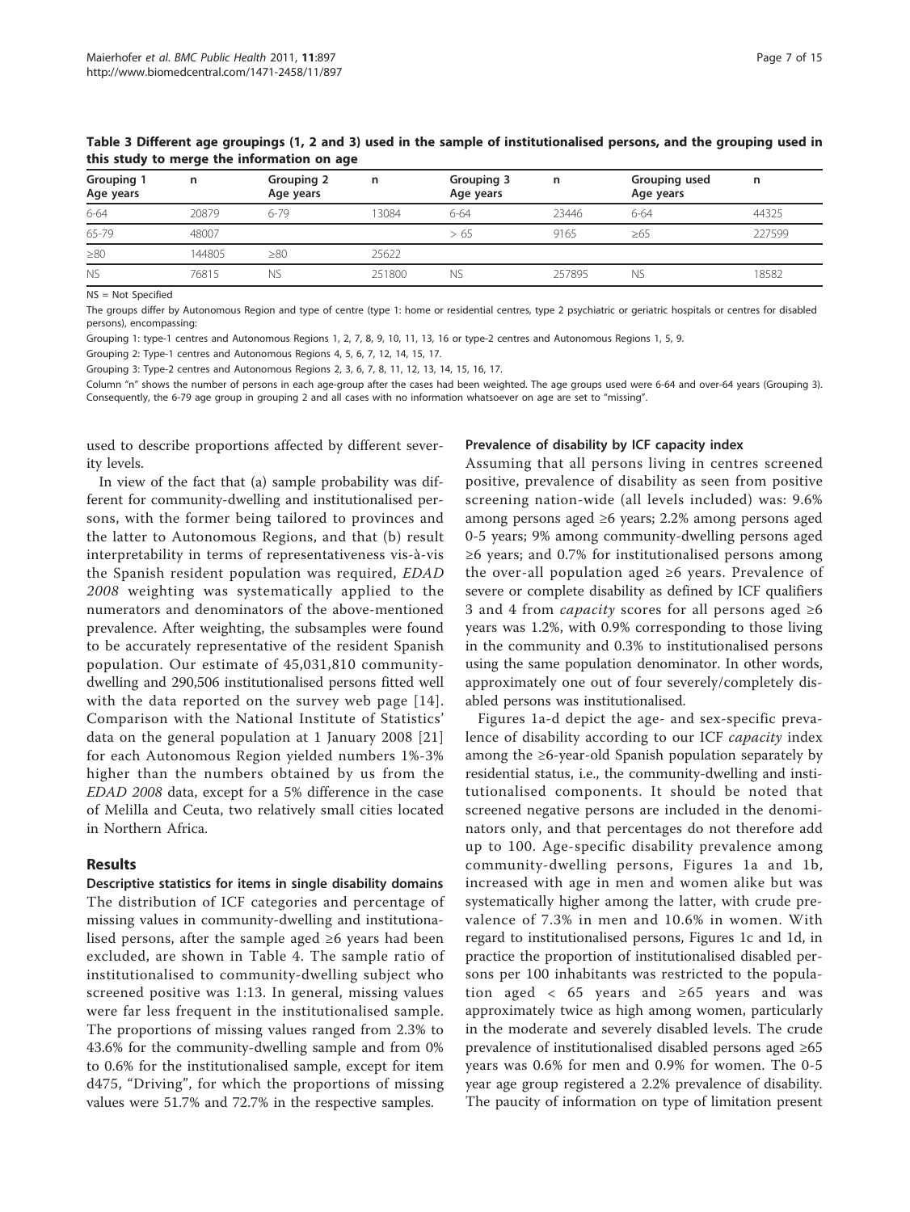**Table 3 Different age groupings (1, 2 and 3) used in the sample of institutionalised persons, and the grouping used in this study to merge the information on age**

| Grouping 1 Age years | n | Grouping 2 Age years | n | Grouping 3 Age years | n | Grouping used Age years | n |
|---|---|---|---|---|---|---|---|
| 6-64 | 20879 | 6-79 | 13084 | 6-64 | 23446 | 6-64 | 44325 |
| 65-79 | 48007 | | | > 65 | 9165 | ≥65 | 227599 |
| ≥80 | 144805 | ≥80 | 25622 | | | | |
| NS | 76815 | NS | 251800 | NS | 257895 | NS | 18582 |

NS = Not Specified

The groups differ by Autonomous Region and type of centre (type 1: home or residential centres, type 2 psychiatric or geriatric hospitals or centres for disabled persons), encompassing:

Grouping 1: type-1 centres and Autonomous Regions 1, 2, 7, 8, 9, 10, 11, 13, 16 or type-2 centres and Autonomous Regions 1, 5, 9.

Grouping 2: Type-1 centres and Autonomous Regions 4, 5, 6, 7, 12, 14, 15, 17.

Grouping 3: Type-2 centres and Autonomous Regions 2, 3, 6, 7, 8, 11, 12, 13, 14, 15, 16, 17.

Column "n" shows the number of persons in each age-group after the cases had been weighted. The age groups used were 6-64 and over-64 years (Grouping 3). Consequently, the 6-79 age group in grouping 2 and all cases with no information whatsoever on age are set to "missing".

used to describe proportions affected by different severity levels.

In view of the fact that (a) sample probability was different for community-dwelling and institutionalised persons, with the former being tailored to provinces and the latter to Autonomous Regions, and that (b) result interpretability in terms of representativeness vis-à-vis the Spanish resident population was required, *EDAD 2008* weighting was systematically applied to the numerators and denominators of the above-mentioned prevalence. After weighting, the subsamples were found to be accurately representative of the resident Spanish population. Our estimate of 45,031,810 community-dwelling and 290,506 institutionalised persons fitted well with the data reported on the survey web page [14]. Comparison with the National Institute of Statistics' data on the general population at 1 January 2008 [21] for each Autonomous Region yielded numbers 1%-3% higher than the numbers obtained by us from the *EDAD 2008* data, except for a 5% difference in the case of Melilla and Ceuta, two relatively small cities located in Northern Africa.

## Results

### Descriptive statistics for items in single disability domains

The distribution of ICF categories and percentage of missing values in community-dwelling and institutionalised persons, after the sample aged ≥6 years had been excluded, are shown in Table 4. The sample ratio of institutionalised to community-dwelling subject who screened positive was 1:13. In general, missing values were far less frequent in the institutionalised sample. The proportions of missing values ranged from 2.3% to 43.6% for the community-dwelling sample and from 0% to 0.6% for the institutionalised sample, except for item d475, "Driving", for which the proportions of missing values were 51.7% and 72.7% in the respective samples.

### Prevalence of disability by ICF capacity index

Assuming that all persons living in centres screened positive, prevalence of disability as seen from positive screening nation-wide (all levels included) was: 9.6% among persons aged ≥6 years; 2.2% among persons aged 0-5 years; 9% among community-dwelling persons aged ≥6 years; and 0.7% for institutionalised persons among the over-all population aged ≥6 years. Prevalence of severe or complete disability as defined by ICF qualifiers 3 and 4 from *capacity* scores for all persons aged ≥6 years was 1.2%, with 0.9% corresponding to those living in the community and 0.3% to institutionalised persons using the same population denominator. In other words, approximately one out of four severely/completely disabled persons was institutionalised.

Figures 1a-d depict the age- and sex-specific prevalence of disability according to our ICF *capacity* index among the ≥6-year-old Spanish population separately by residential status, i.e., the community-dwelling and institutionalised components. It should be noted that screened negative persons are included in the denominators only, and that percentages do not therefore add up to 100. Age-specific disability prevalence among community-dwelling persons, Figures 1a and 1b, increased with age in men and women alike but was systematically higher among the latter, with crude prevalence of 7.3% in men and 10.6% in women. With regard to institutionalised persons, Figures 1c and 1d, in practice the proportion of institutionalised disabled persons per 100 inhabitants was restricted to the population aged < 65 years and ≥65 years and was approximately twice as high among women, particularly in the moderate and severely disabled levels. The crude prevalence of institutionalised disabled persons aged ≥65 years was 0.6% for men and 0.9% for women. The 0-5 year age group registered a 2.2% prevalence of disability. The paucity of information on type of limitation present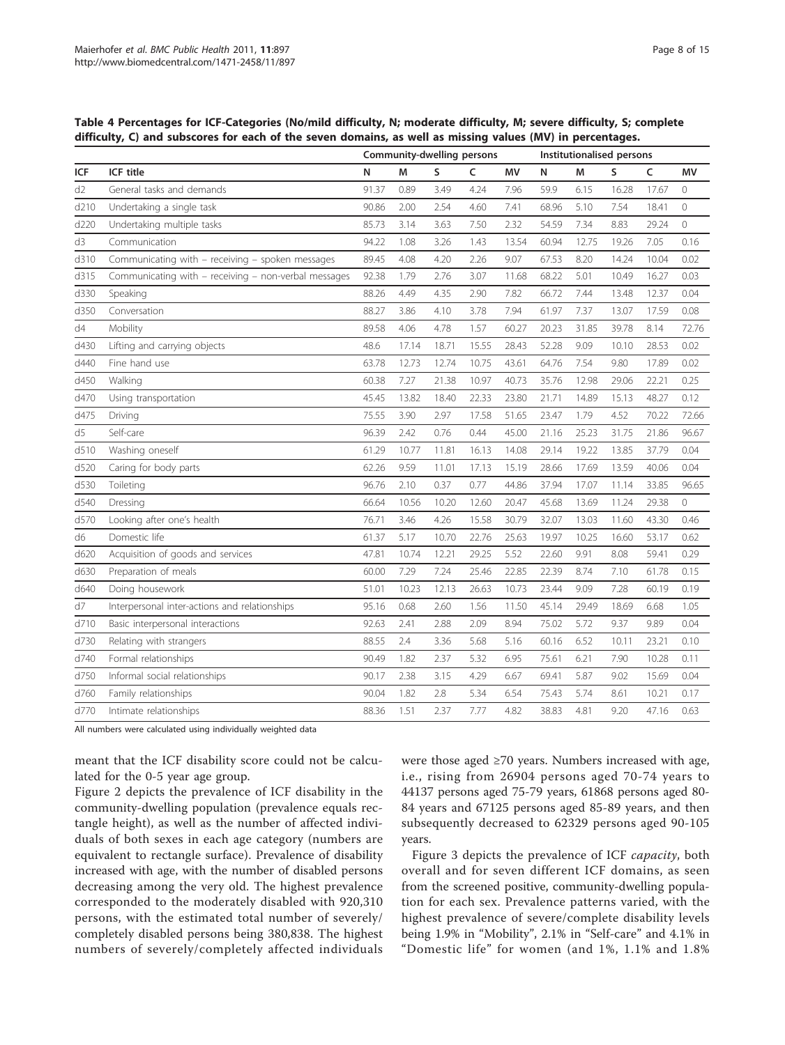**Table 4 Percentages for ICF-Categories (No/mild difficulty, N; moderate difficulty, M; severe difficulty, S; complete difficulty, C) and subscores for each of the seven domains, as well as missing values (MV) in percentages.**

| | | Community-dwelling persons | | | | | Institutionalised persons | | | | |
|---|---|---|---|---|---|---|---|---|---|---|---|
| ICF | ICF title | N | M | S | C | MV | N | M | S | C | MV |
| d2 | General tasks and demands | 91.37 | 0.89 | 3.49 | 4.24 | 7.96 | 59.9 | 6.15 | 16.28 | 17.67 | 0 |
| d210 | Undertaking a single task | 90.86 | 2.00 | 2.54 | 4.60 | 7.41 | 68.96 | 5.10 | 7.54 | 18.41 | 0 |
| d220 | Undertaking multiple tasks | 85.73 | 3.14 | 3.63 | 7.50 | 2.32 | 54.59 | 7.34 | 8.83 | 29.24 | 0 |
| d3 | Communication | 94.22 | 1.08 | 3.26 | 1.43 | 13.54 | 60.94 | 12.75 | 19.26 | 7.05 | 0.16 |
| d310 | Communicating with – receiving – spoken messages | 89.45 | 4.08 | 4.20 | 2.26 | 9.07 | 67.53 | 8.20 | 14.24 | 10.04 | 0.02 |
| d315 | Communicating with – receiving – non-verbal messages | 92.38 | 1.79 | 2.76 | 3.07 | 11.68 | 68.22 | 5.01 | 10.49 | 16.27 | 0.03 |
| d330 | Speaking | 88.26 | 4.49 | 4.35 | 2.90 | 7.82 | 66.72 | 7.44 | 13.48 | 12.37 | 0.04 |
| d350 | Conversation | 88.27 | 3.86 | 4.10 | 3.78 | 7.94 | 61.97 | 7.37 | 13.07 | 17.59 | 0.08 |
| d4 | Mobility | 89.58 | 4.06 | 4.78 | 1.57 | 60.27 | 20.23 | 31.85 | 39.78 | 8.14 | 72.76 |
| d430 | Lifting and carrying objects | 48.6 | 17.14 | 18.71 | 15.55 | 28.43 | 52.28 | 9.09 | 10.10 | 28.53 | 0.02 |
| d440 | Fine hand use | 63.78 | 12.73 | 12.74 | 10.75 | 43.61 | 64.76 | 7.54 | 9.80 | 17.89 | 0.02 |
| d450 | Walking | 60.38 | 7.27 | 21.38 | 10.97 | 40.73 | 35.76 | 12.98 | 29.06 | 22.21 | 0.25 |
| d470 | Using transportation | 45.45 | 13.82 | 18.40 | 22.33 | 23.80 | 21.71 | 14.89 | 15.13 | 48.27 | 0.12 |
| d475 | Driving | 75.55 | 3.90 | 2.97 | 17.58 | 51.65 | 23.47 | 1.79 | 4.52 | 70.22 | 72.66 |
| d5 | Self-care | 96.39 | 2.42 | 0.76 | 0.44 | 45.00 | 21.16 | 25.23 | 31.75 | 21.86 | 96.67 |
| d510 | Washing oneself | 61.29 | 10.77 | 11.81 | 16.13 | 14.08 | 29.14 | 19.22 | 13.85 | 37.79 | 0.04 |
| d520 | Caring for body parts | 62.26 | 9.59 | 11.01 | 17.13 | 15.19 | 28.66 | 17.69 | 13.59 | 40.06 | 0.04 |
| d530 | Toileting | 96.76 | 2.10 | 0.37 | 0.77 | 44.86 | 37.94 | 17.07 | 11.14 | 33.85 | 96.65 |
| d540 | Dressing | 66.64 | 10.56 | 10.20 | 12.60 | 20.47 | 45.68 | 13.69 | 11.24 | 29.38 | 0 |
| d570 | Looking after one's health | 76.71 | 3.46 | 4.26 | 15.58 | 30.79 | 32.07 | 13.03 | 11.60 | 43.30 | 0.46 |
| d6 | Domestic life | 61.37 | 5.17 | 10.70 | 22.76 | 25.63 | 19.97 | 10.25 | 16.60 | 53.17 | 0.62 |
| d620 | Acquisition of goods and services | 47.81 | 10.74 | 12.21 | 29.25 | 5.52 | 22.60 | 9.91 | 8.08 | 59.41 | 0.29 |
| d630 | Preparation of meals | 60.00 | 7.29 | 7.24 | 25.46 | 22.85 | 22.39 | 8.74 | 7.10 | 61.78 | 0.15 |
| d640 | Doing housework | 51.01 | 10.23 | 12.13 | 26.63 | 10.73 | 23.44 | 9.09 | 7.28 | 60.19 | 0.19 |
| d7 | Interpersonal inter-actions and relationships | 95.16 | 0.68 | 2.60 | 1.56 | 11.50 | 45.14 | 29.49 | 18.69 | 6.68 | 1.05 |
| d710 | Basic interpersonal interactions | 92.63 | 2.41 | 2.88 | 2.09 | 8.94 | 75.02 | 5.72 | 9.37 | 9.89 | 0.04 |
| d730 | Relating with strangers | 88.55 | 2.4 | 3.36 | 5.68 | 5.16 | 60.16 | 6.52 | 10.11 | 23.21 | 0.10 |
| d740 | Formal relationships | 90.49 | 1.82 | 2.37 | 5.32 | 6.95 | 75.61 | 6.21 | 7.90 | 10.28 | 0.11 |
| d750 | Informal social relationships | 90.17 | 2.38 | 3.15 | 4.29 | 6.67 | 69.41 | 5.87 | 9.02 | 15.69 | 0.04 |
| d760 | Family relationships | 90.04 | 1.82 | 2.8 | 5.34 | 6.54 | 75.43 | 5.74 | 8.61 | 10.21 | 0.17 |
| d770 | Intimate relationships | 88.36 | 1.51 | 2.37 | 7.77 | 4.82 | 38.83 | 4.81 | 9.20 | 47.16 | 0.63 |

All numbers were calculated using individually weighted data

meant that the ICF disability score could not be calculated for the 0-5 year age group.

Figure 2 depicts the prevalence of ICF disability in the community-dwelling population (prevalence equals rectangle height), as well as the number of affected individuals of both sexes in each age category (numbers are equivalent to rectangle surface). Prevalence of disability increased with age, with the number of disabled persons decreasing among the very old. The highest prevalence corresponded to the moderately disabled with 920,310 persons, with the estimated total number of severely/completely disabled persons being 380,838. The highest numbers of severely/completely affected individuals were those aged ≥70 years. Numbers increased with age, i.e., rising from 26904 persons aged 70-74 years to 44137 persons aged 75-79 years, 61868 persons aged 80-84 years and 67125 persons aged 85-89 years, and then subsequently decreased to 62329 persons aged 90-105 years.

Figure 3 depicts the prevalence of ICF *capacity*, both overall and for seven different ICF domains, as seen from the screened positive, community-dwelling population for each sex. Prevalence patterns varied, with the highest prevalence of severe/complete disability levels being 1.9% in "Mobility", 2.1% in "Self-care" and 4.1% in "Domestic life" for women (and 1%, 1.1% and 1.8%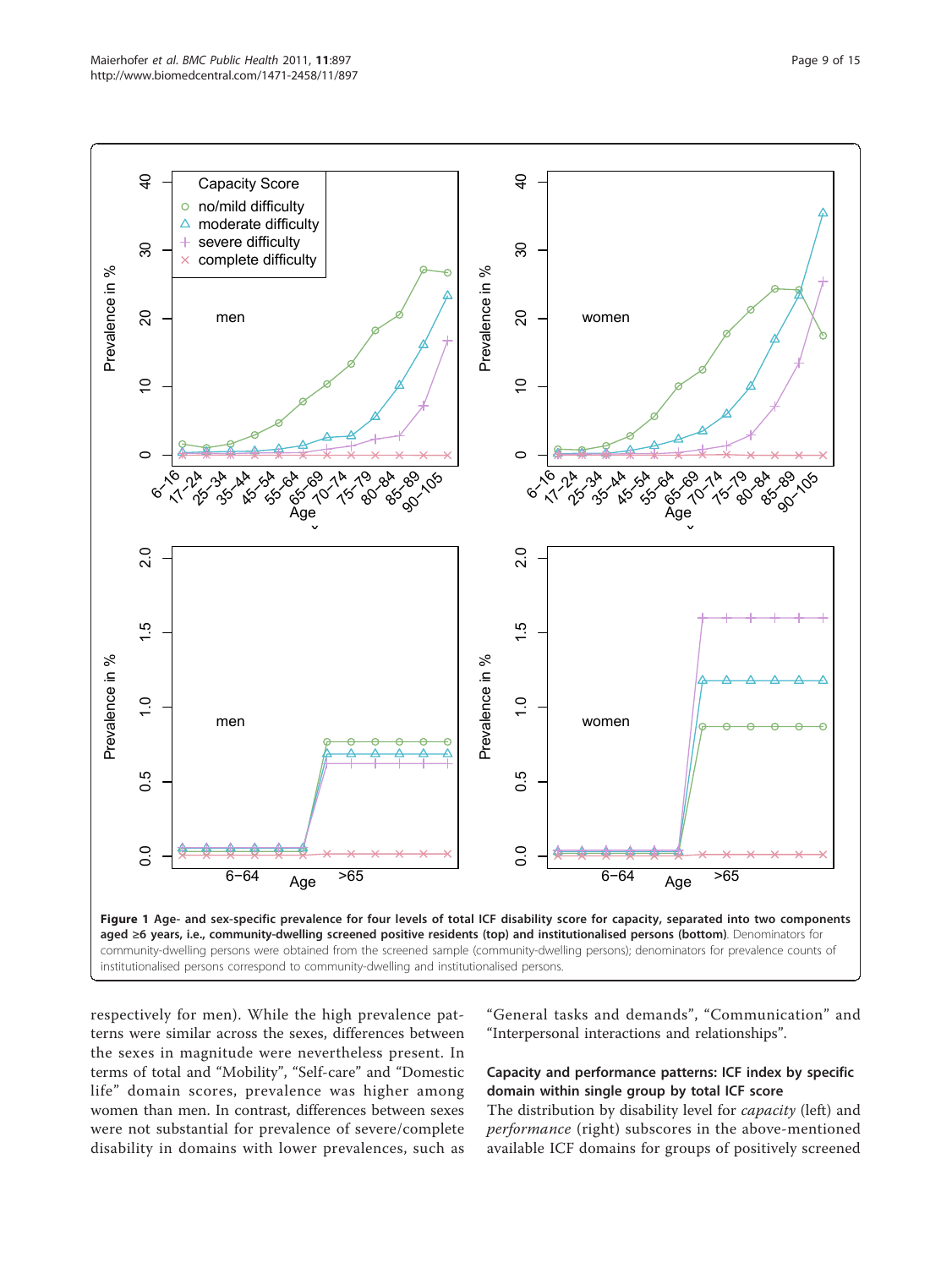**Figure 1 Age- and sex-specific prevalence for four levels of total ICF disability score for capacity, separated into two components aged ≥6 years, i.e., community-dwelling screened positive residents (top) and institutionalised persons (bottom)**. Denominators for community-dwelling persons were obtained from the screened sample (community-dwelling persons); denominators for prevalence counts of institutionalised persons correspond to community-dwelling and institutionalised persons.

respectively for men). While the high prevalence patterns were similar across the sexes, differences between the sexes in magnitude were nevertheless present. In terms of total and "Mobility", "Self-care" and "Domestic life" domain scores, prevalence was higher among women than men. In contrast, differences between sexes were not substantial for prevalence of severe/complete disability in domains with lower prevalences, such as "General tasks and demands", "Communication" and "Interpersonal interactions and relationships".

### Capacity and performance patterns: ICF index by specific domain within single group by total ICF score

The distribution by disability level for *capacity* (left) and *performance* (right) subscores in the above-mentioned available ICF domains for groups of positively screened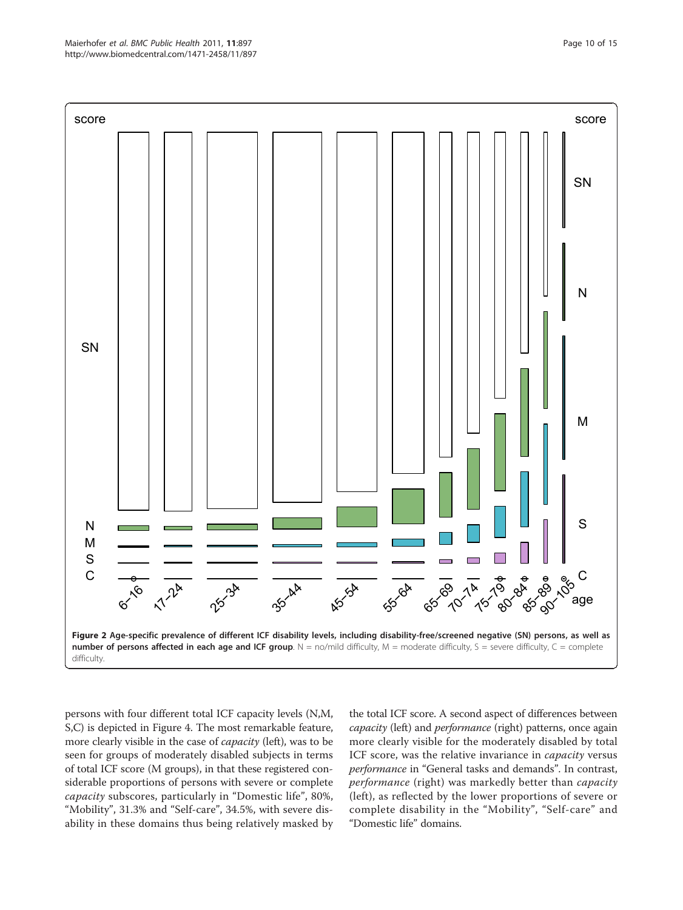**Figure 2 Age-specific prevalence of different ICF disability levels, including disability-free/screened negative (SN) persons, as well as number of persons affected in each age and ICF group**. N = no/mild difficulty, M = moderate difficulty, S = severe difficulty, C = complete difficulty.

persons with four different total ICF capacity levels (N,M, S,C) is depicted in Figure 4. The most remarkable feature, more clearly visible in the case of *capacity* (left), was to be seen for groups of moderately disabled subjects in terms of total ICF score (M groups), in that these registered considerable proportions of persons with severe or complete *capacity* subscores, particularly in "Domestic life", 80%, "Mobility", 31.3% and "Self-care", 34.5%, with severe disability in these domains thus being relatively masked by the total ICF score. A second aspect of differences between *capacity* (left) and *performance* (right) patterns, once again more clearly visible for the moderately disabled by total ICF score, was the relative invariance in *capacity* versus *performance* in "General tasks and demands". In contrast, *performance* (right) was markedly better than *capacity* (left), as reflected by the lower proportions of severe or complete disability in the "Mobility", "Self-care" and "Domestic life" domains.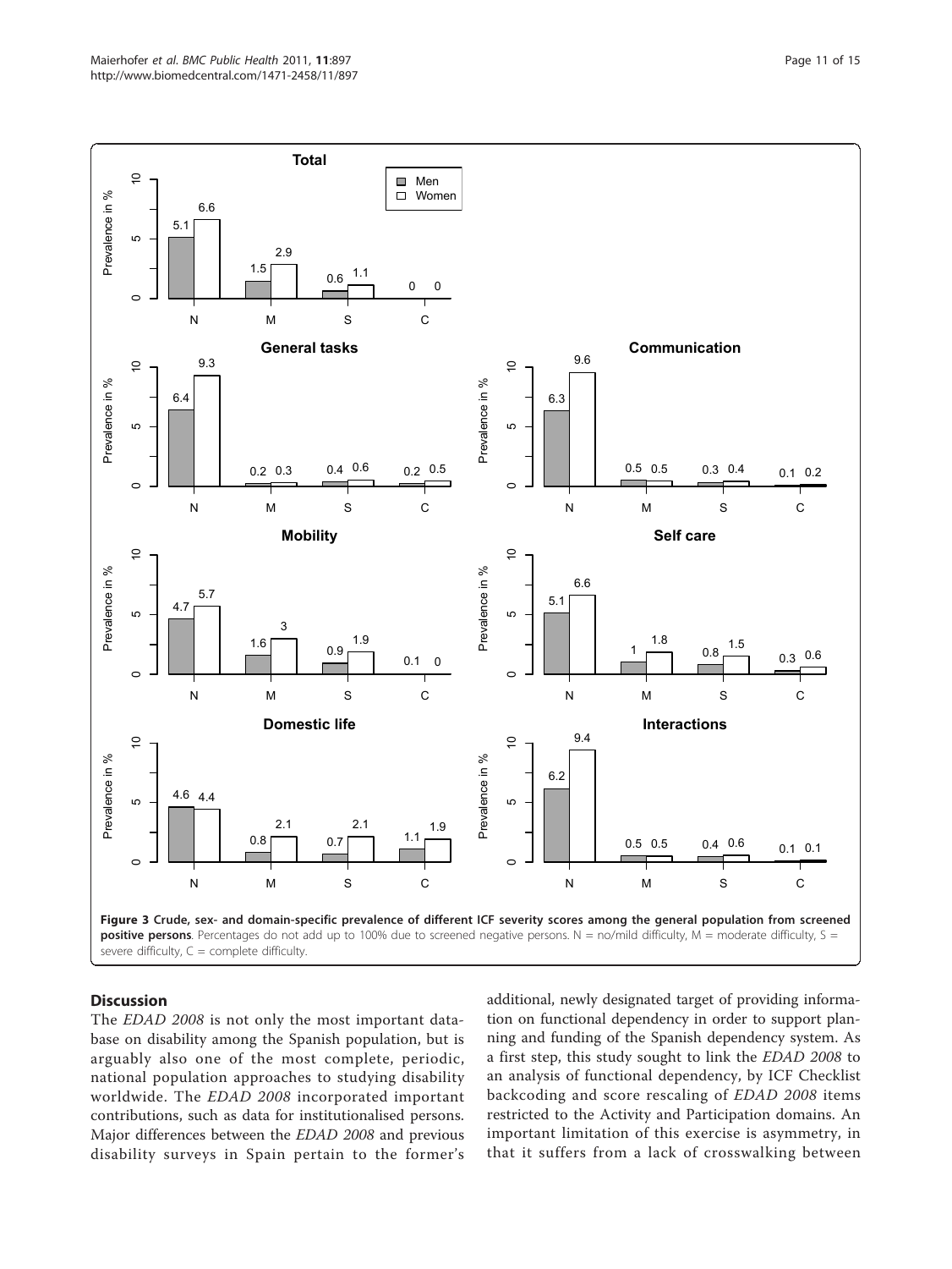**Figure 3 Crude, sex- and domain-specific prevalence of different ICF severity scores among the general population from screened positive persons**. Percentages do not add up to 100% due to screened negative persons. N = no/mild difficulty, M = moderate difficulty, S = severe difficulty, C = complete difficulty.

## Discussion

The *EDAD 2008* is not only the most important database on disability among the Spanish population, but is arguably also one of the most complete, periodic, national population approaches to studying disability worldwide. The *EDAD 2008* incorporated important contributions, such as data for institutionalised persons. Major differences between the *EDAD 2008* and previous disability surveys in Spain pertain to the former's additional, newly designated target of providing information on functional dependency in order to support planning and funding of the Spanish dependency system. As a first step, this study sought to link the *EDAD 2008* to an analysis of functional dependency, by ICF Checklist backcoding and score rescaling of *EDAD 2008* items restricted to the Activity and Participation domains. An important limitation of this exercise is asymmetry, in that it suffers from a lack of crosswalking between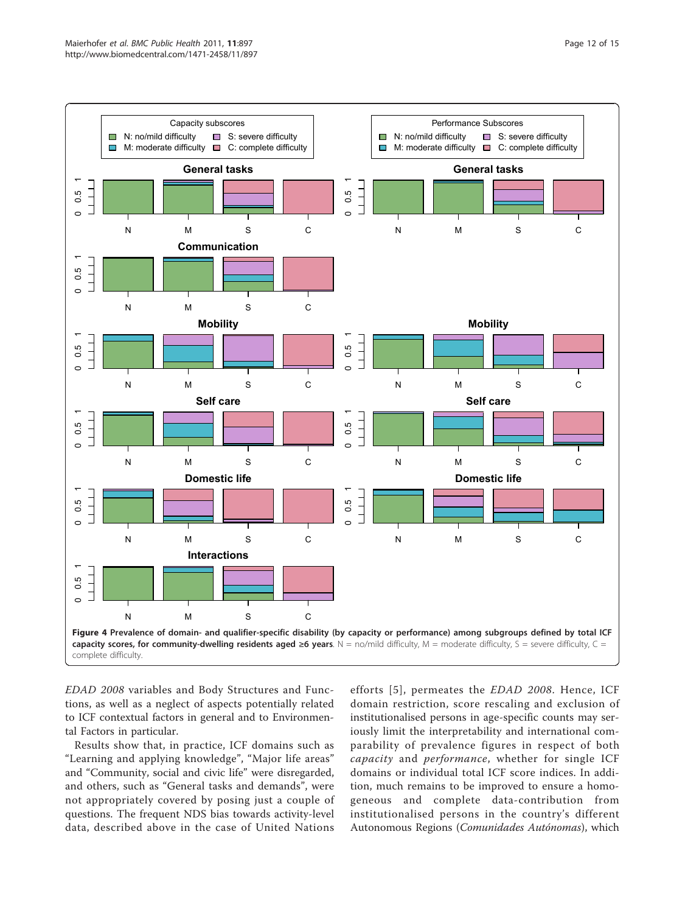**Figure 4 Prevalence of domain- and qualifier-specific disability (by capacity or performance) among subgroups defined by total ICF capacity scores, for community-dwelling residents aged ≥6 years**. N = no/mild difficulty, M = moderate difficulty, S = severe difficulty, C = complete difficulty.

*EDAD 2008* variables and Body Structures and Functions, as well as a neglect of aspects potentially related to ICF contextual factors in general and to Environmental Factors in particular.

Results show that, in practice, ICF domains such as "Learning and applying knowledge", "Major life areas" and "Community, social and civic life" were disregarded, and others, such as "General tasks and demands", were not appropriately covered by posing just a couple of questions. The frequent NDS bias towards activity-level data, described above in the case of United Nations efforts [5], permeates the *EDAD 2008*. Hence, ICF domain restriction, score rescaling and exclusion of institutionalised persons in age-specific counts may seriously limit the interpretability and international comparability of prevalence figures in respect of both *capacity* and *performance*, whether for single ICF domains or individual total ICF score indices. In addition, much remains to be improved to ensure a homogeneous and complete data-contribution from institutionalised persons in the country's different Autonomous Regions (*Comunidades Autónomas*), which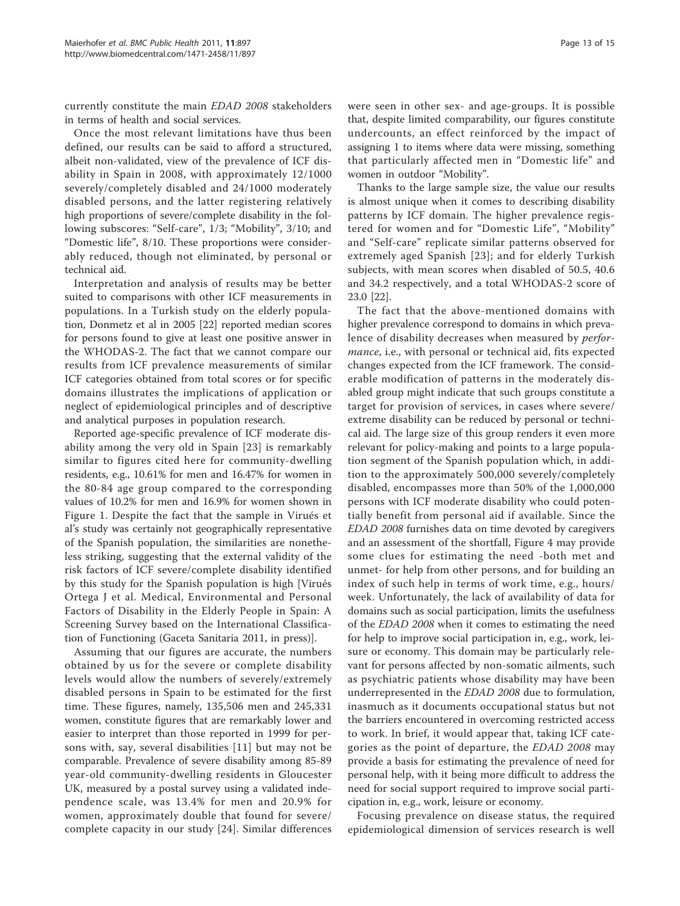currently constitute the main *EDAD 2008* stakeholders in terms of health and social services.

Once the most relevant limitations have thus been defined, our results can be said to afford a structured, albeit non-validated, view of the prevalence of ICF disability in Spain in 2008, with approximately 12/1000 severely/completely disabled and 24/1000 moderately disabled persons, and the latter registering relatively high proportions of severe/complete disability in the following subscores: "Self-care", 1/3; "Mobility", 3/10; and "Domestic life", 8/10. These proportions were considerably reduced, though not eliminated, by personal or technical aid.

Interpretation and analysis of results may be better suited to comparisons with other ICF measurements in populations. In a Turkish study on the elderly population, Donmetz et al in 2005 [22] reported median scores for persons found to give at least one positive answer in the WHODAS-2. The fact that we cannot compare our results from ICF prevalence measurements of similar ICF categories obtained from total scores or for specific domains illustrates the implications of application or neglect of epidemiological principles and of descriptive and analytical purposes in population research.

Reported age-specific prevalence of ICF moderate disability among the very old in Spain [23] is remarkably similar to figures cited here for community-dwelling residents, e.g., 10.61% for men and 16.47% for women in the 80-84 age group compared to the corresponding values of 10.2% for men and 16.9% for women shown in Figure 1. Despite the fact that the sample in Virués et al's study was certainly not geographically representative of the Spanish population, the similarities are nonetheless striking, suggesting that the external validity of the risk factors of ICF severe/complete disability identified by this study for the Spanish population is high [Virués Ortega J et al. Medical, Environmental and Personal Factors of Disability in the Elderly People in Spain: A Screening Survey based on the International Classification of Functioning (Gaceta Sanitaria 2011, in press)].

Assuming that our figures are accurate, the numbers obtained by us for the severe or complete disability levels would allow the numbers of severely/extremely disabled persons in Spain to be estimated for the first time. These figures, namely, 135,506 men and 245,331 women, constitute figures that are remarkably lower and easier to interpret than those reported in 1999 for persons with, say, several disabilities [11] but may not be comparable. Prevalence of severe disability among 85-89 year-old community-dwelling residents in Gloucester UK, measured by a postal survey using a validated independence scale, was 13.4% for men and 20.9% for women, approximately double that found for severe/complete capacity in our study [24]. Similar differences were seen in other sex- and age-groups. It is possible that, despite limited comparability, our figures constitute undercounts, an effect reinforced by the impact of assigning 1 to items where data were missing, something that particularly affected men in "Domestic life" and women in outdoor "Mobility".

Thanks to the large sample size, the value our results is almost unique when it comes to describing disability patterns by ICF domain. The higher prevalence registered for women and for "Domestic Life", "Mobility" and "Self-care" replicate similar patterns observed for extremely aged Spanish [23]; and for elderly Turkish subjects, with mean scores when disabled of 50.5, 40.6 and 34.2 respectively, and a total WHODAS-2 score of 23.0 [22].

The fact that the above-mentioned domains with higher prevalence correspond to domains in which prevalence of disability decreases when measured by *performance*, i.e., with personal or technical aid, fits expected changes expected from the ICF framework. The considerable modification of patterns in the moderately disabled group might indicate that such groups constitute a target for provision of services, in cases where severe/extreme disability can be reduced by personal or technical aid. The large size of this group renders it even more relevant for policy-making and points to a large population segment of the Spanish population which, in addition to the approximately 500,000 severely/completely disabled, encompasses more than 50% of the 1,000,000 persons with ICF moderate disability who could potentially benefit from personal aid if available. Since the *EDAD 2008* furnishes data on time devoted by caregivers and an assessment of the shortfall, Figure 4 may provide some clues for estimating the need -both met and unmet- for help from other persons, and for building an index of such help in terms of work time, e.g., hours/week. Unfortunately, the lack of availability of data for domains such as social participation, limits the usefulness of the *EDAD 2008* when it comes to estimating the need for help to improve social participation in, e.g., work, leisure or economy. This domain may be particularly relevant for persons affected by non-somatic ailments, such as psychiatric patients whose disability may have been underrepresented in the *EDAD 2008* due to formulation, inasmuch as it documents occupational status but not the barriers encountered in overcoming restricted access to work. In brief, it would appear that, taking ICF categories as the point of departure, the *EDAD 2008* may provide a basis for estimating the prevalence of need for personal help, with it being more difficult to address the need for social support required to improve social participation in, e.g., work, leisure or economy.

Focusing prevalence on disease status, the required epidemiological dimension of services research is well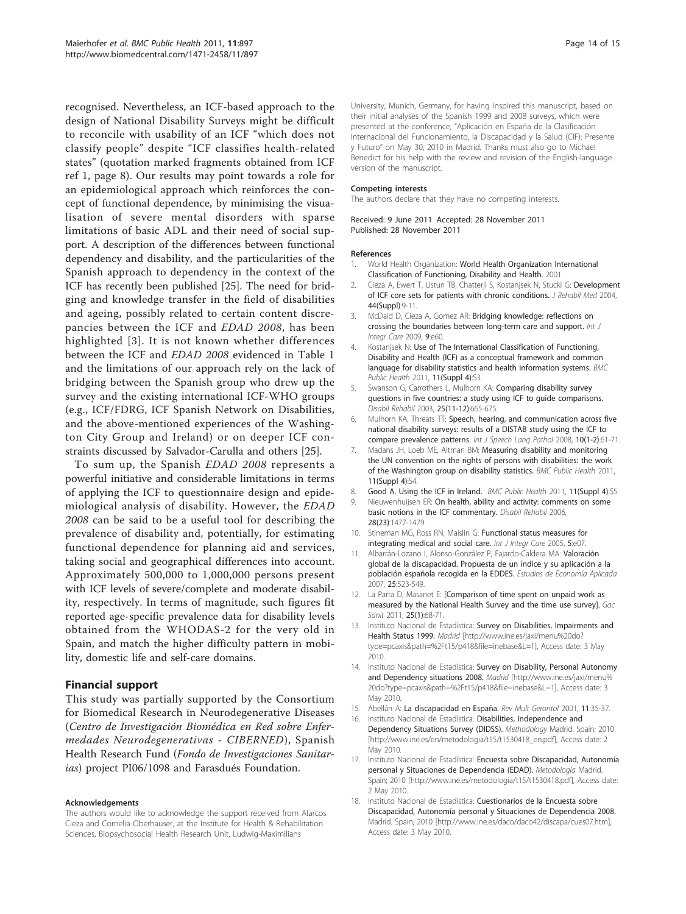recognised. Nevertheless, an ICF-based approach to the design of National Disability Surveys might be difficult to reconcile with usability of an ICF "which does not classify people" despite "ICF classifies health-related states" (quotation marked fragments obtained from ICF ref 1, page 8). Our results may point towards a role for an epidemiological approach which reinforces the concept of functional dependence, by minimising the visualisation of severe mental disorders with sparse limitations of basic ADL and their need of social support. A description of the differences between functional dependency and disability, and the particularities of the Spanish approach to dependency in the context of the ICF has recently been published [25]. The need for bridging and knowledge transfer in the field of disabilities and ageing, possibly related to certain content discrepancies between the ICF and *EDAD 2008*, has been highlighted [3]. It is not known whether differences between the ICF and *EDAD 2008* evidenced in Table 1 and the limitations of our approach rely on the lack of bridging between the Spanish group who drew up the survey and the existing international ICF-WHO groups (e.g., ICF/FDRG, ICF Spanish Network on Disabilities, and the above-mentioned experiences of the Washington City Group and Ireland) or on deeper ICF constraints discussed by Salvador-Carulla and others [25].

To sum up, the Spanish *EDAD 2008* represents a powerful initiative and considerable limitations in terms of applying the ICF to questionnaire design and epidemiological analysis of disability. However, the *EDAD 2008* can be said to be a useful tool for describing the prevalence of disability and, potentially, for estimating functional dependence for planning aid and services, taking social and geographical differences into account. Approximately 500,000 to 1,000,000 persons present with ICF levels of severe/complete and moderate disability, respectively. In terms of magnitude, such figures fit reported age-specific prevalence data for disability levels obtained from the WHODAS-2 for the very old in Spain, and match the higher difficulty pattern in mobility, domestic life and self-care domains.

## Financial support

This study was partially supported by the Consortium for Biomedical Research in Neurodegenerative Diseases (*Centro de Investigación Biomédica en Red sobre Enfermedades Neurodegenerativas - CIBERNED*), Spanish Health Research Fund (*Fondo de Investigaciones Sanitarias*) project PI06/1098 and Farasdués Foundation.

#### Acknowledgements

The authors would like to acknowledge the support received from Alarcos Cieza and Cornelia Oberhauser, at the Institute for Health & Rehabilitation Sciences, Biopsychosocial Health Research Unit, Ludwig-Maximilians University, Munich, Germany, for having inspired this manuscript, based on their initial analyses of the Spanish 1999 and 2008 surveys, which were presented at the conference, "Aplicación en España de la Clasificación Internacional del Funcionamiento, la Discapacidad y la Salud (CIF): Presente y Futuro" on May 30, 2010 in Madrid. Thanks must also go to Michael Benedict for his help with the review and revision of the English-language version of the manuscript.

#### Competing interests

The authors declare that they have no competing interests.

Received: 9 June 2011 Accepted: 28 November 2011
Published: 28 November 2011

#### References

1. World Health Organization: **World Health Organization International Classification of Functioning, Disability and Health.** 2001.
2. Cieza A, Ewert T, Ustun TB, Chatterji S, Kostanjsek N, Stucki G: **Development of ICF core sets for patients with chronic conditions.** *J Rehabil Med* 2004, **44(Suppl)**:9-11.
3. McDaid D, Cieza A, Gomez AR: **Bridging knowledge: reflections on crossing the boundaries between long-term care and support.** *Int J Integr Care* 2009, **9**:e60.
4. Kostanjsek N: **Use of The International Classification of Functioning, Disability and Health (ICF) as a conceptual framework and common language for disability statistics and health information systems.** *BMC Public Health* 2011, **11(Suppl 4)**:S3.
5. Swanson G, Carrothers L, Mulhorn KA: **Comparing disability survey questions in five countries: a study using ICF to guide comparisons.** *Disabil Rehabil* 2003, **25(11-12)**:665-675.
6. Mulhorn KA, Threats TT: **Speech, hearing, and communication across five national disability surveys: results of a DISTAB study using the ICF to compare prevalence patterns.** *Int J Speech Lang Pathol* 2008, **10(1-2)**:61-71.
7. Madans JH, Loeb ME, Altman BM: **Measuring disability and monitoring the UN convention on the rights of persons with disabilities: the work of the Washington group on disability statistics.** *BMC Public Health* 2011, **11(Suppl 4)**:S4.
8. Good A. Using the ICF in Ireland. *BMC Public Health* 2011, **11(Suppl 4)**:S5.
9. Nieuwenhuijsen ER: **On health, ability and activity: comments on some basic notions in the ICF commentary.** *Disabil Rehabil* 2006, **28(23)**:1477-1479.
10. Stineman MG, Ross RN, Maislin G: **Functional status measures for integrating medical and social care.** *Int J Integr Care* 2005, **5**:e07.
11. Albarrán-Lozano I, Alonso-González P, Fajardo-Caldera MA: **Valoración global de la discapacidad. Propuesta de un índice y su aplicación a la población española recogida en la EDDES.** *Estudios de Economía Aplicada* 2007, **25**:523-549.
12. La Parra D, Masanet E: **[Comparison of time spent on unpaid work as measured by the National Health Survey and the time use survey].** *Gac Sanit* 2011, **25(1)**:68-71.
13. Instituto Nacional de Estadística: **Survey on Disabilities, Impairments and Health Status 1999.** *Madrid* [http://www.ine.es/jaxi/menu%20do?type=pcaxis&path=%2Ft15/p418&file=inebase&L=1], Access date: 3 May 2010.
14. Instituto Nacional de Estadística: **Survey on Disability, Personal Autonomy and Dependency situations 2008.** *Madrid* [http://www.ine.es/jaxi/menu%20do?type=pcaxis&path=%2Ft15/p418&file=inebase&L=1], Access date: 3 May 2010.
15. Abellán A: **La discapacidad en España.** *Rev Mult Gerontol* 2001, **11**:35-37.
16. Instituto Nacional de Estadística: **Disabilities, Independence and Dependency Situations Survey (DIDSS).** *Methodology* Madrid. Spain; 2010 [http://www.ine.es/en/metodologia/t15/t1530418_en.pdf], Access date: 2 May 2010.
17. Instituto Nacional de Estadística: **Encuesta sobre Discapacidad, Autonomía personal y Situaciones de Dependencia (EDAD).** *Metodología* Madrid. Spain; 2010 [http://www.ine.es/metodologia/t15/t1530418.pdf], Access date: 2 May 2010.
18. Instituto Nacional de Estadística: **Cuestionarios de la Encuesta sobre Discapacidad, Autonomía personal y Situaciones de Dependencia 2008.** Madrid. Spain; 2010 [http://www.ine.es/daco/daco42/discapa/cues07.htm], Access date: 3 May 2010.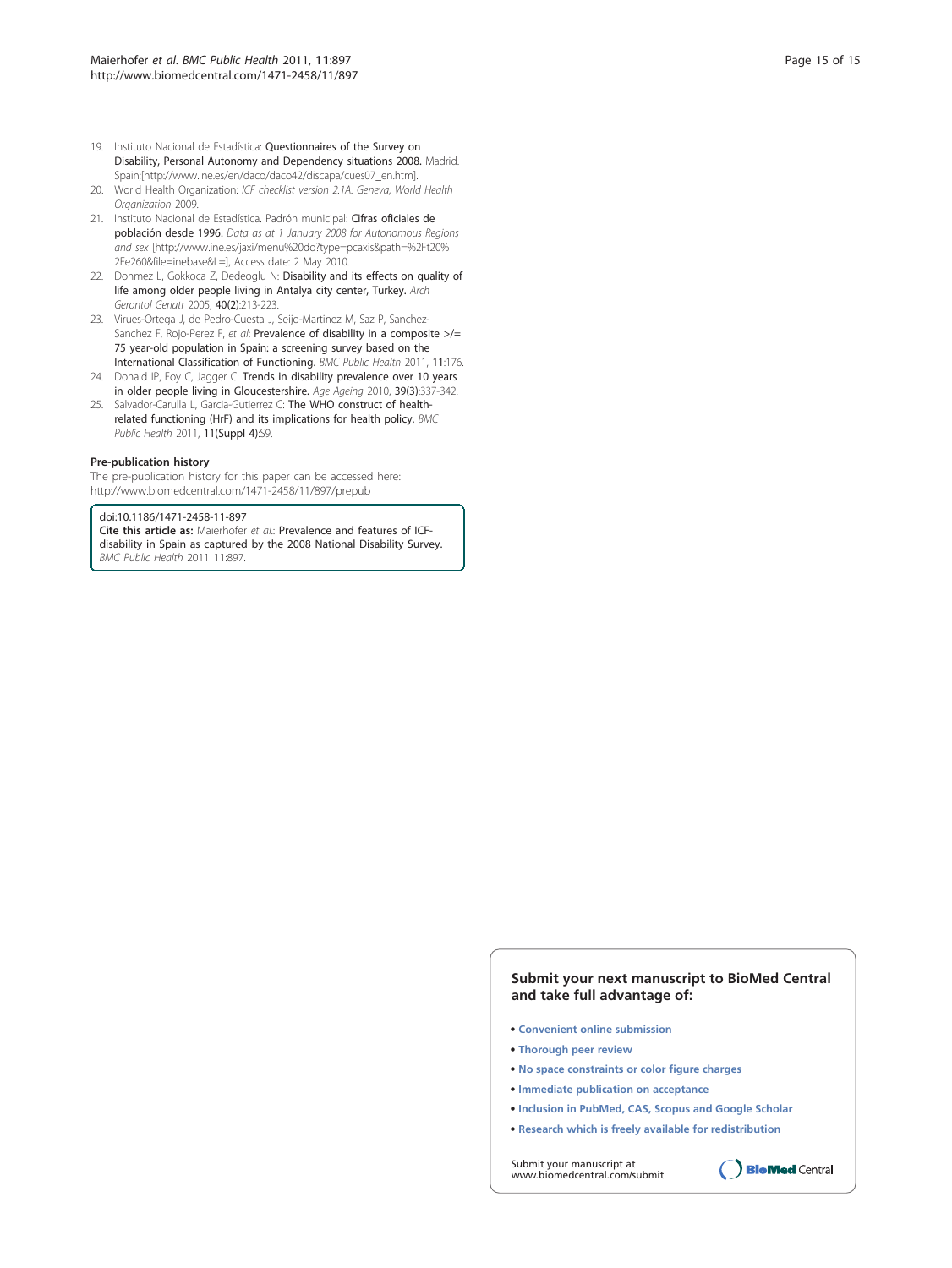19. Instituto Nacional de Estadística: **Questionnaires of the Survey on Disability, Personal Autonomy and Dependency situations 2008.** Madrid. Spain;[http://www.ine.es/en/daco/daco42/discapa/cues07_en.htm].
20. World Health Organization: *ICF checklist version 2.1A. Geneva, World Health Organization* 2009.
21. Instituto Nacional de Estadística. Padrón municipal: **Cifras oficiales de población desde 1996.** *Data as at 1 January 2008 for Autonomous Regions and sex* [http://www.ine.es/jaxi/menu%20do?type=pcaxis&path=%2Ft20%2Fe260&file=inebase&L=], Access date: 2 May 2010.
22. Donmez L, Gokkoca Z, Dedeoglu N: **Disability and its effects on quality of life among older people living in Antalya city center, Turkey.** *Arch Gerontol Geriatr* 2005, **40(2)**:213-223.
23. Virues-Ortega J, de Pedro-Cuesta J, Seijo-Martinez M, Saz P, Sanchez-Sanchez F, Rojo-Perez F, *et al*: **Prevalence of disability in a composite >/= 75 year-old population in Spain: a screening survey based on the International Classification of Functioning.** *BMC Public Health* 2011, **11**:176.
24. Donald IP, Foy C, Jagger C: **Trends in disability prevalence over 10 years in older people living in Gloucestershire.** *Age Ageing* 2010, **39(3)**:337-342.
25. Salvador-Carulla L, Garcia-Gutierrez C: **The WHO construct of health-related functioning (HrF) and its implications for health policy.** *BMC Public Health* 2011, **11(Suppl 4)**:S9.

**Pre-publication history**

The pre-publication history for this paper can be accessed here: http://www.biomedcentral.com/1471-2458/11/897/prepub

doi:10.1186/1471-2458-11-897

**Cite this article as:** Maierhofer *et al.*: Prevalence and features of ICF-disability in Spain as captured by the 2008 National Disability Survey. *BMC Public Health* 2011 **11**:897.

**Submit your next manuscript to BioMed Central and take full advantage of:**

- **Convenient online submission**
- **Thorough peer review**
- **No space constraints or color figure charges**
- **Immediate publication on acceptance**
- **Inclusion in PubMed, CAS, Scopus and Google Scholar**
- **Research which is freely available for redistribution**

Submit your manuscript at
www.biomedcentral.com/submit

BioMed Central